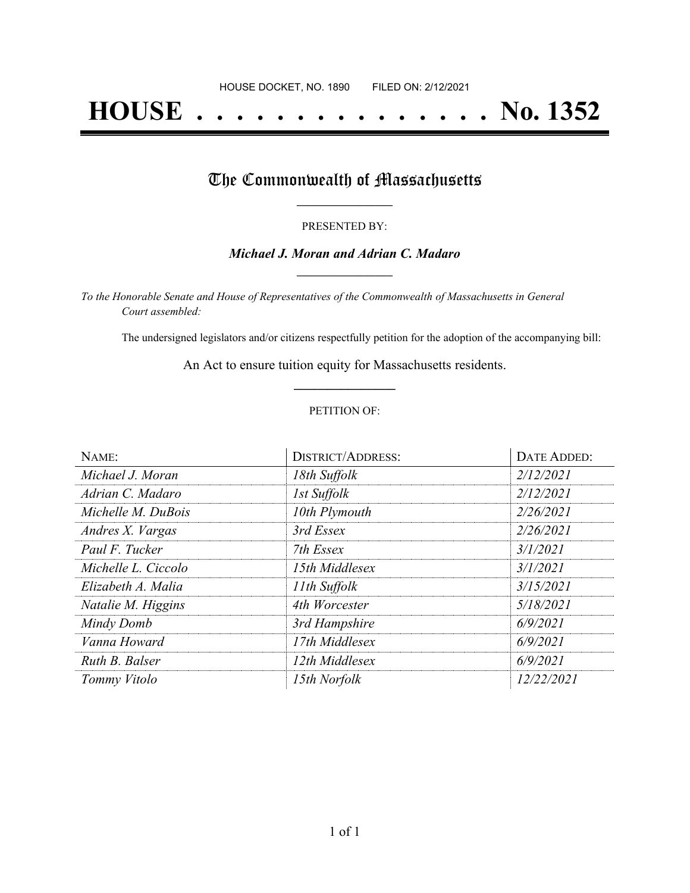HOUSE DOCKET, NO. 1890        FILED ON: 2/12/2021

# HOUSE . . . . . . . . . . . . . . . No. 1352

## The Commonwealth of Massachusetts

PRESENTED BY:

***Michael J. Moran and Adrian C. Madaro***

*To the Honorable Senate and House of Representatives of the Commonwealth of Massachusetts in General Court assembled:*

The undersigned legislators and/or citizens respectfully petition for the adoption of the accompanying bill:

An Act to ensure tuition equity for Massachusetts residents.

PETITION OF:

| NAME: | DISTRICT/ADDRESS: | DATE ADDED: |
| --- | --- | --- |
| *Michael J. Moran* | *18th Suffolk* | *2/12/2021* |
| *Adrian C. Madaro* | *1st Suffolk* | *2/12/2021* |
| *Michelle M. DuBois* | *10th Plymouth* | *2/26/2021* |
| *Andres X. Vargas* | *3rd Essex* | *2/26/2021* |
| *Paul F. Tucker* | *7th Essex* | *3/1/2021* |
| *Michelle L. Ciccolo* | *15th Middlesex* | *3/1/2021* |
| *Elizabeth A. Malia* | *11th Suffolk* | *3/15/2021* |
| *Natalie M. Higgins* | *4th Worcester* | *5/18/2021* |
| *Mindy Domb* | *3rd Hampshire* | *6/9/2021* |
| *Vanna Howard* | *17th Middlesex* | *6/9/2021* |
| *Ruth B. Balser* | *12th Middlesex* | *6/9/2021* |
| *Tommy Vitolo* | *15th Norfolk* | *12/22/2021* |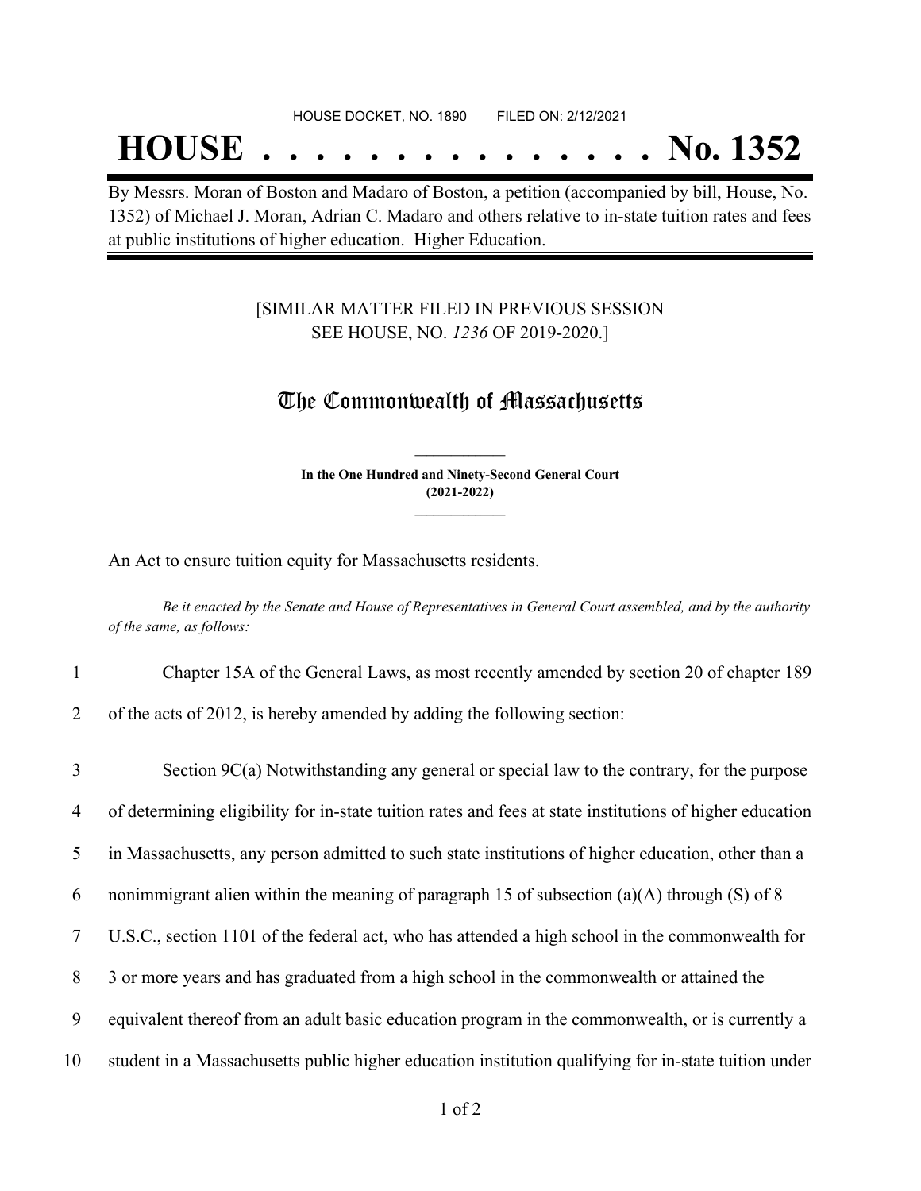HOUSE DOCKET, NO. 1890 FILED ON: 2/12/2021

# HOUSE . . . . . . . . . . . . . . . No. 1352

By Messrs. Moran of Boston and Madaro of Boston, a petition (accompanied by bill, House, No. 1352) of Michael J. Moran, Adrian C. Madaro and others relative to in-state tuition rates and fees at public institutions of higher education. Higher Education.

[SIMILAR MATTER FILED IN PREVIOUS SESSION SEE HOUSE, NO. *1236* OF 2019-2020.]

## The Commonwealth of Massachusetts

**In the One Hundred and Ninety-Second General Court (2021-2022)**

An Act to ensure tuition equity for Massachusetts residents.

*Be it enacted by the Senate and House of Representatives in General Court assembled, and by the authority of the same, as follows:*

1 Chapter 15A of the General Laws, as most recently amended by section 20 of chapter 189
2 of the acts of 2012, is hereby amended by adding the following section:—

3 Section 9C(a) Notwithstanding any general or special law to the contrary, for the purpose
4 of determining eligibility for in-state tuition rates and fees at state institutions of higher education
5 in Massachusetts, any person admitted to such state institutions of higher education, other than a
6 nonimmigrant alien within the meaning of paragraph 15 of subsection (a)(A) through (S) of 8
7 U.S.C., section 1101 of the federal act, who has attended a high school in the commonwealth for
8 3 or more years and has graduated from a high school in the commonwealth or attained the
9 equivalent thereof from an adult basic education program in the commonwealth, or is currently a
10 student in a Massachusetts public higher education institution qualifying for in-state tuition under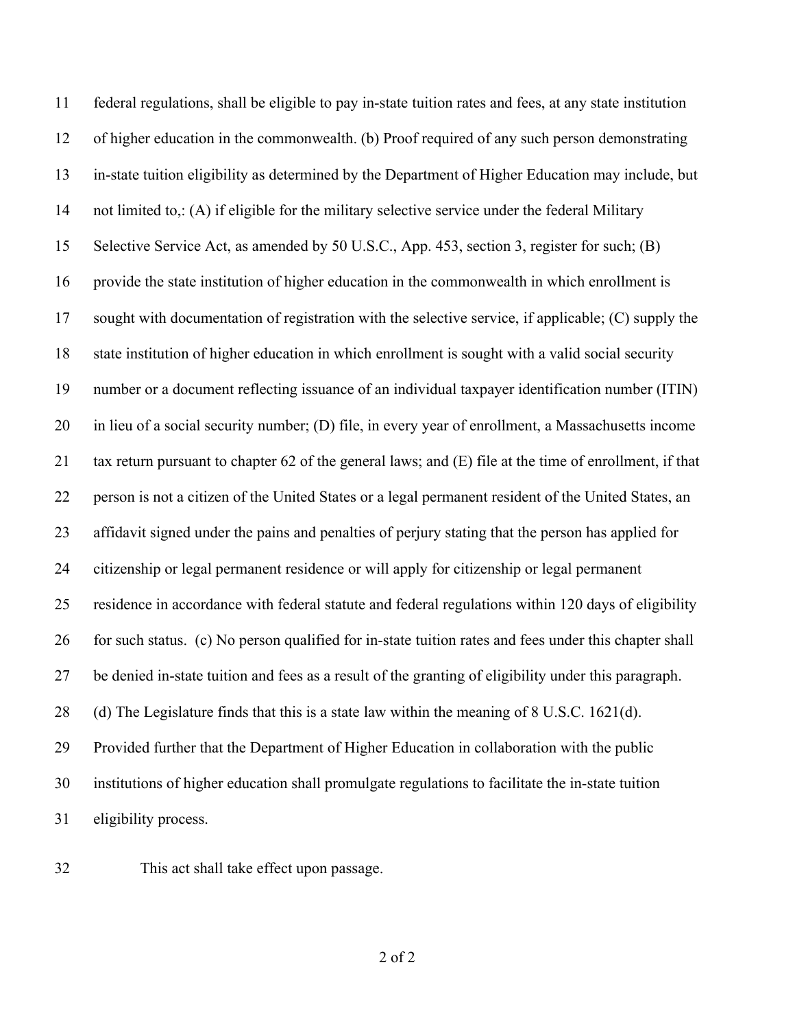federal regulations, shall be eligible to pay in-state tuition rates and fees, at any state institution of higher education in the commonwealth. (b) Proof required of any such person demonstrating in-state tuition eligibility as determined by the Department of Higher Education may include, but not limited to,: (A) if eligible for the military selective service under the federal Military Selective Service Act, as amended by 50 U.S.C., App. 453, section 3, register for such; (B) provide the state institution of higher education in the commonwealth in which enrollment is sought with documentation of registration with the selective service, if applicable; (C) supply the state institution of higher education in which enrollment is sought with a valid social security number or a document reflecting issuance of an individual taxpayer identification number (ITIN) in lieu of a social security number; (D) file, in every year of enrollment, a Massachusetts income tax return pursuant to chapter 62 of the general laws; and (E) file at the time of enrollment, if that person is not a citizen of the United States or a legal permanent resident of the United States, an affidavit signed under the pains and penalties of perjury stating that the person has applied for citizenship or legal permanent residence or will apply for citizenship or legal permanent residence in accordance with federal statute and federal regulations within 120 days of eligibility for such status. (c) No person qualified for in-state tuition rates and fees under this chapter shall be denied in-state tuition and fees as a result of the granting of eligibility under this paragraph. (d) The Legislature finds that this is a state law within the meaning of 8 U.S.C. 1621(d). Provided further that the Department of Higher Education in collaboration with the public institutions of higher education shall promulgate regulations to facilitate the in-state tuition eligibility process.

This act shall take effect upon passage.